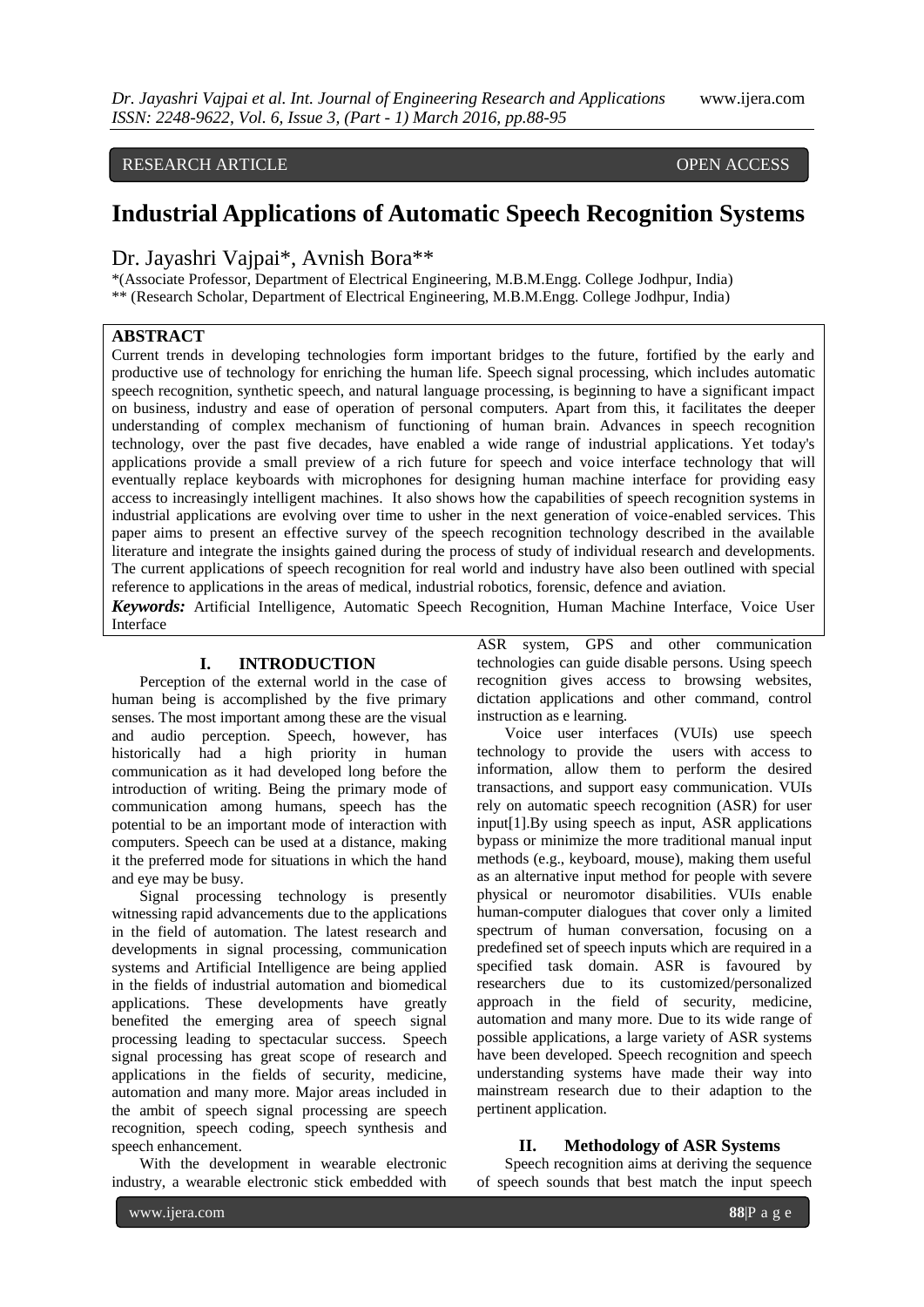RESEARCH ARTICLE OPEN ACCESS

# Industrial Applications of Automatic Speech Recognition Systems

Dr. Jayashri Vajpai*, Avnish Bora**

*(Associate Professor, Department of Electrical Engineering, M.B.M.Engg. College Jodhpur, India)
** (Research Scholar, Department of Electrical Engineering, M.B.M.Engg. College Jodhpur, India)

## ABSTRACT

Current trends in developing technologies form important bridges to the future, fortified by the early and productive use of technology for enriching the human life. Speech signal processing, which includes automatic speech recognition, synthetic speech, and natural language processing, is beginning to have a significant impact on business, industry and ease of operation of personal computers. Apart from this, it facilitates the deeper understanding of complex mechanism of functioning of human brain. Advances in speech recognition technology, over the past five decades, have enabled a wide range of industrial applications. Yet today's applications provide a small preview of a rich future for speech and voice interface technology that will eventually replace keyboards with microphones for designing human machine interface for providing easy access to increasingly intelligent machines. It also shows how the capabilities of speech recognition systems in industrial applications are evolving over time to usher in the next generation of voice-enabled services. This paper aims to present an effective survey of the speech recognition technology described in the available literature and integrate the insights gained during the process of study of individual research and developments. The current applications of speech recognition for real world and industry have also been outlined with special reference to applications in the areas of medical, industrial robotics, forensic, defence and aviation.

***Keywords:*** Artificial Intelligence, Automatic Speech Recognition, Human Machine Interface, Voice User Interface

## I. INTRODUCTION

Perception of the external world in the case of human being is accomplished by the five primary senses. The most important among these are the visual and audio perception. Speech, however, has historically had a high priority in human communication as it had developed long before the introduction of writing. Being the primary mode of communication among humans, speech has the potential to be an important mode of interaction with computers. Speech can be used at a distance, making it the preferred mode for situations in which the hand and eye may be busy.

Signal processing technology is presently witnessing rapid advancements due to the applications in the field of automation. The latest research and developments in signal processing, communication systems and Artificial Intelligence are being applied in the fields of industrial automation and biomedical applications. These developments have greatly benefited the emerging area of speech signal processing leading to spectacular success. Speech signal processing has great scope of research and applications in the fields of security, medicine, automation and many more. Major areas included in the ambit of speech signal processing are speech recognition, speech coding, speech synthesis and speech enhancement.

With the development in wearable electronic industry, a wearable electronic stick embedded with ASR system, GPS and other communication technologies can guide disable persons. Using speech recognition gives access to browsing websites, dictation applications and other command, control instruction as e learning.

Voice user interfaces (VUIs) use speech technology to provide the users with access to information, allow them to perform the desired transactions, and support easy communication. VUIs rely on automatic speech recognition (ASR) for user input[1].By using speech as input, ASR applications bypass or minimize the more traditional manual input methods (e.g., keyboard, mouse), making them useful as an alternative input method for people with severe physical or neuromotor disabilities. VUIs enable human-computer dialogues that cover only a limited spectrum of human conversation, focusing on a predefined set of speech inputs which are required in a specified task domain. ASR is favoured by researchers due to its customized/personalized approach in the field of security, medicine, automation and many more. Due to its wide range of possible applications, a large variety of ASR systems have been developed. Speech recognition and speech understanding systems have made their way into mainstream research due to their adaption to the pertinent application.

## II. Methodology of ASR Systems

Speech recognition aims at deriving the sequence of speech sounds that best match the input speech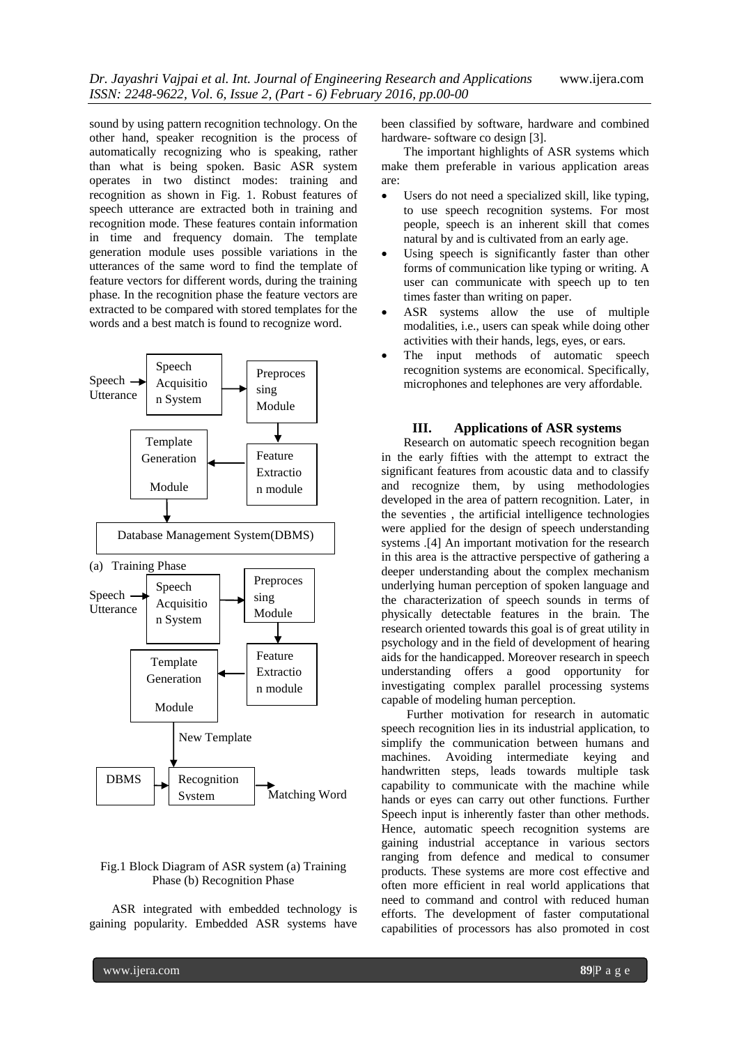sound by using pattern recognition technology. On the other hand, speaker recognition is the process of automatically recognizing who is speaking, rather than what is being spoken. Basic ASR system operates in two distinct modes: training and recognition as shown in Fig. 1. Robust features of speech utterance are extracted both in training and recognition mode. These features contain information in time and frequency domain. The template generation module uses possible variations in the utterances of the same word to find the template of feature vectors for different words, during the training phase. In the recognition phase the feature vectors are extracted to be compared with stored templates for the words and a best match is found to recognize word.

Speech Utterance → Speech Acquisition System → Preprocessing Module → Feature Extraction module → Template Generation Module → Database Management System(DBMS)

(a) Training Phase

Speech Utterance → Speech Acquisition System → Preprocessing Module → Feature Extraction module → Template Generation Module → New Template → Recognition System ← DBMS; Recognition System → Matching Word

Fig.1 Block Diagram of ASR system (a) Training Phase (b) Recognition Phase

ASR integrated with embedded technology is gaining popularity. Embedded ASR systems have been classified by software, hardware and combined hardware- software co design [3].

The important highlights of ASR systems which make them preferable in various application areas are:

- Users do not need a specialized skill, like typing, to use speech recognition systems. For most people, speech is an inherent skill that comes natural by and is cultivated from an early age.
- Using speech is significantly faster than other forms of communication like typing or writing. A user can communicate with speech up to ten times faster than writing on paper.
- ASR systems allow the use of multiple modalities, i.e., users can speak while doing other activities with their hands, legs, eyes, or ears.
- The input methods of automatic speech recognition systems are economical. Specifically, microphones and telephones are very affordable.

## III. Applications of ASR systems

Research on automatic speech recognition began in the early fifties with the attempt to extract the significant features from acoustic data and to classify and recognize them, by using methodologies developed in the area of pattern recognition. Later, in the seventies , the artificial intelligence technologies were applied for the design of speech understanding systems .[4] An important motivation for the research in this area is the attractive perspective of gathering a deeper understanding about the complex mechanism underlying human perception of spoken language and the characterization of speech sounds in terms of physically detectable features in the brain. The research oriented towards this goal is of great utility in psychology and in the field of development of hearing aids for the handicapped. Moreover research in speech understanding offers a good opportunity for investigating complex parallel processing systems capable of modeling human perception.

Further motivation for research in automatic speech recognition lies in its industrial application, to simplify the communication between humans and machines. Avoiding intermediate keying and handwritten steps, leads towards multiple task capability to communicate with the machine while hands or eyes can carry out other functions. Further Speech input is inherently faster than other methods. Hence, automatic speech recognition systems are gaining industrial acceptance in various sectors ranging from defence and medical to consumer products. These systems are more cost effective and often more efficient in real world applications that need to command and control with reduced human efforts. The development of faster computational capabilities of processors has also promoted in cost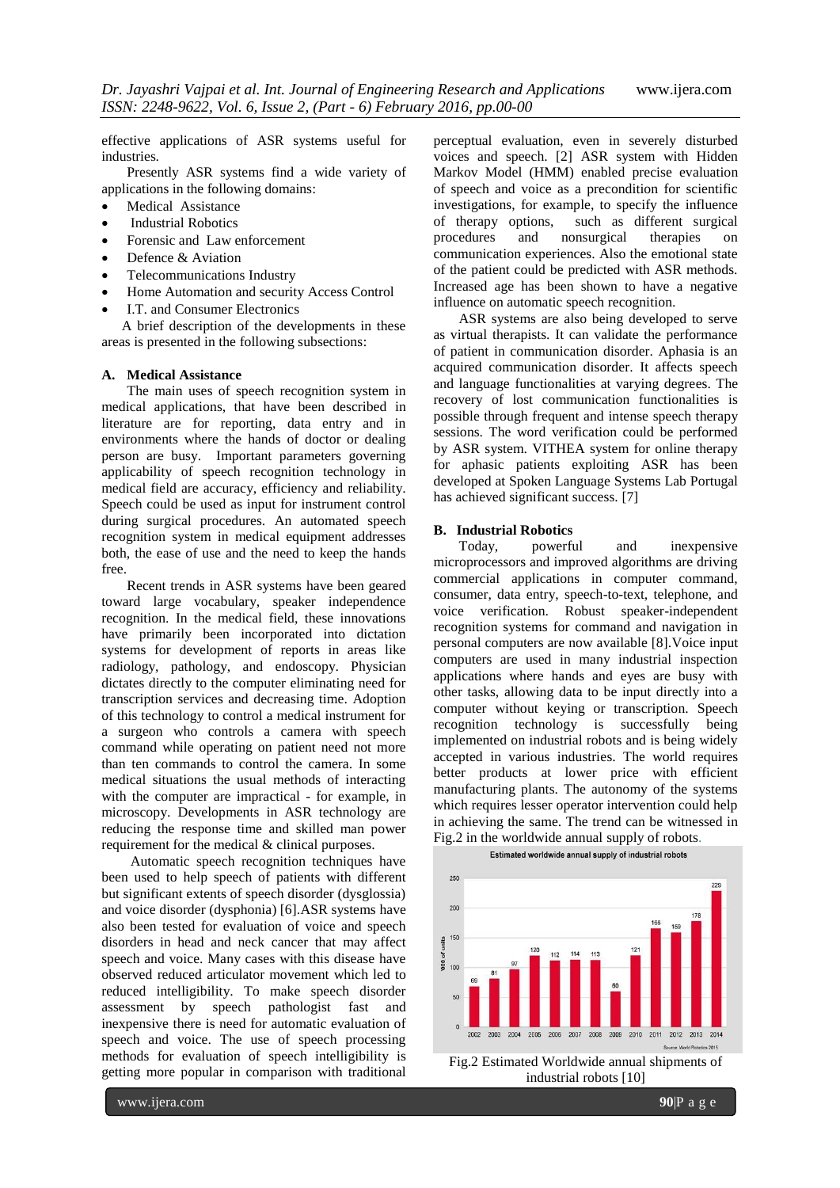effective applications of ASR systems useful for industries.

Presently ASR systems find a wide variety of applications in the following domains:

- Medical Assistance
- Industrial Robotics
- Forensic and Law enforcement
- Defence & Aviation
- Telecommunications Industry
- Home Automation and security Access Control
- I.T. and Consumer Electronics

A brief description of the developments in these areas is presented in the following subsections:

### A. Medical Assistance

The main uses of speech recognition system in medical applications, that have been described in literature are for reporting, data entry and in environments where the hands of doctor or dealing person are busy. Important parameters governing applicability of speech recognition technology in medical field are accuracy, efficiency and reliability. Speech could be used as input for instrument control during surgical procedures. An automated speech recognition system in medical equipment addresses both, the ease of use and the need to keep the hands free.

Recent trends in ASR systems have been geared toward large vocabulary, speaker independence recognition. In the medical field, these innovations have primarily been incorporated into dictation systems for development of reports in areas like radiology, pathology, and endoscopy. Physician dictates directly to the computer eliminating need for transcription services and decreasing time. Adoption of this technology to control a medical instrument for a surgeon who controls a camera with speech command while operating on patient need not more than ten commands to control the camera. In some medical situations the usual methods of interacting with the computer are impractical - for example, in microscopy. Developments in ASR technology are reducing the response time and skilled man power requirement for the medical & clinical purposes.

Automatic speech recognition techniques have been used to help speech of patients with different but significant extents of speech disorder (dysglossia) and voice disorder (dysphonia) [6].ASR systems have also been tested for evaluation of voice and speech disorders in head and neck cancer that may affect speech and voice. Many cases with this disease have observed reduced articulator movement which led to reduced intelligibility. To make speech disorder assessment by speech pathologist fast and inexpensive there is need for automatic evaluation of speech and voice. The use of speech processing methods for evaluation of speech intelligibility is getting more popular in comparison with traditional perceptual evaluation, even in severely disturbed voices and speech. [2] ASR system with Hidden Markov Model (HMM) enabled precise evaluation of speech and voice as a precondition for scientific investigations, for example, to specify the influence of therapy options, such as different surgical procedures and nonsurgical therapies on communication experiences. Also the emotional state of the patient could be predicted with ASR methods. Increased age has been shown to have a negative influence on automatic speech recognition.

ASR systems are also being developed to serve as virtual therapists. It can validate the performance of patient in communication disorder. Aphasia is an acquired communication disorder. It affects speech and language functionalities at varying degrees. The recovery of lost communication functionalities is possible through frequent and intense speech therapy sessions. The word verification could be performed by ASR system. VITHEA system for online therapy for aphasic patients exploiting ASR has been developed at Spoken Language Systems Lab Portugal has achieved significant success. [7]

### B. Industrial Robotics

Today, powerful and inexpensive microprocessors and improved algorithms are driving commercial applications in computer command, consumer, data entry, speech-to-text, telephone, and voice verification. Robust speaker-independent recognition systems for command and navigation in personal computers are now available [8].Voice input computers are used in many industrial inspection applications where hands and eyes are busy with other tasks, allowing data to be input directly into a computer without keying or transcription. Speech recognition technology is successfully being implemented on industrial robots and is being widely accepted in various industries. The world requires better products at lower price with efficient manufacturing plants. The autonomy of the systems which requires lesser operator intervention could help in achieving the same. The trend can be witnessed in Fig.2 in the worldwide annual supply of robots.

Estimated worldwide annual supply of industrial robots ('000 of units)

| Year | 2002 | 2003 | 2004 | 2005 | 2006 | 2007 | 2008 | 2009 | 2010 | 2011 | 2012 | 2013 | 2014 |
|---|---|---|---|---|---|---|---|---|---|---|---|---|---|
| Units | 69 | 81 | 97 | 120 | 112 | 114 | 113 | 60 | 121 | 166 | 159 | 178 | 229 |

Source: World Robotics 2015

Fig.2 Estimated Worldwide annual shipments of industrial robots [10]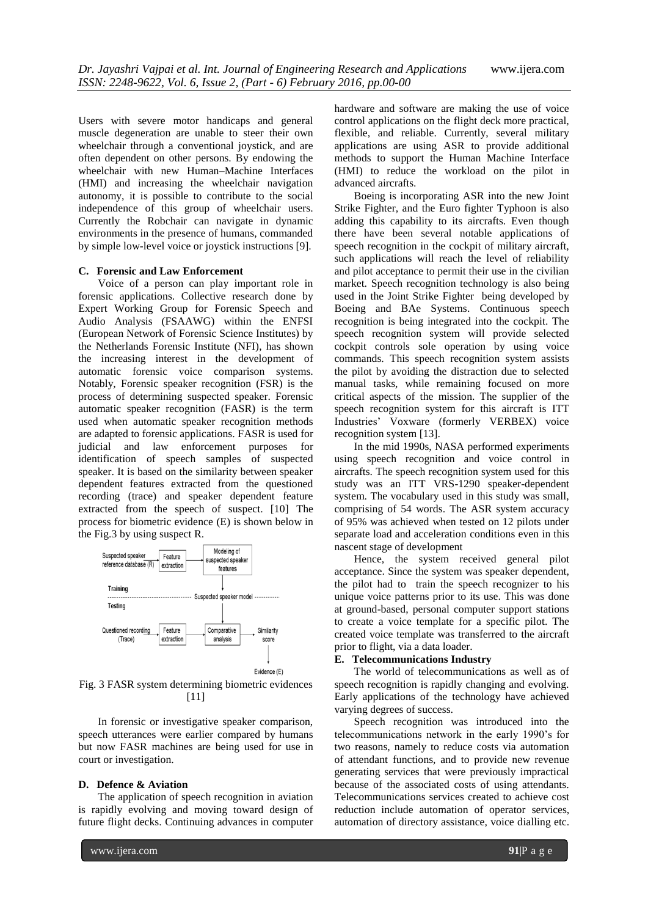Users with severe motor handicaps and general muscle degeneration are unable to steer their own wheelchair through a conventional joystick, and are often dependent on other persons. By endowing the wheelchair with new Human–Machine Interfaces (HMI) and increasing the wheelchair navigation autonomy, it is possible to contribute to the social independence of this group of wheelchair users. Currently the Robchair can navigate in dynamic environments in the presence of humans, commanded by simple low-level voice or joystick instructions [9].

### C. Forensic and Law Enforcement

Voice of a person can play important role in forensic applications. Collective research done by Expert Working Group for Forensic Speech and Audio Analysis (FSAAWG) within the ENFSI (European Network of Forensic Science Institutes) by the Netherlands Forensic Institute (NFI), has shown the increasing interest in the development of automatic forensic voice comparison systems. Notably, Forensic speaker recognition (FSR) is the process of determining suspected speaker. Forensic automatic speaker recognition (FASR) is the term used when automatic speaker recognition methods are adapted to forensic applications. FASR is used for judicial and law enforcement purposes for identification of speech samples of suspected speaker. It is based on the similarity between speaker dependent features extracted from the questioned recording (trace) and speaker dependent feature extracted from the speech of suspect. [10] The process for biometric evidence (E) is shown below in the Fig.3 by using suspect R.

Fig. 3 FASR system determining biometric evidences [11]

In forensic or investigative speaker comparison, speech utterances were earlier compared by humans but now FASR machines are being used for use in court or investigation.

### D. Defence & Aviation

The application of speech recognition in aviation is rapidly evolving and moving toward design of future flight decks. Continuing advances in computer hardware and software are making the use of voice control applications on the flight deck more practical, flexible, and reliable. Currently, several military applications are using ASR to provide additional methods to support the Human Machine Interface (HMI) to reduce the workload on the pilot in advanced aircrafts.

Boeing is incorporating ASR into the new Joint Strike Fighter, and the Euro fighter Typhoon is also adding this capability to its aircrafts. Even though there have been several notable applications of speech recognition in the cockpit of military aircraft, such applications will reach the level of reliability and pilot acceptance to permit their use in the civilian market. Speech recognition technology is also being used in the Joint Strike Fighter being developed by Boeing and BAe Systems. Continuous speech recognition is being integrated into the cockpit. The speech recognition system will provide selected cockpit controls sole operation by using voice commands. This speech recognition system assists the pilot by avoiding the distraction due to selected manual tasks, while remaining focused on more critical aspects of the mission. The supplier of the speech recognition system for this aircraft is ITT Industries' Voxware (formerly VERBEX) voice recognition system [13].

In the mid 1990s, NASA performed experiments using speech recognition and voice control in aircrafts. The speech recognition system used for this study was an ITT VRS-1290 speaker-dependent system. The vocabulary used in this study was small, comprising of 54 words. The ASR system accuracy of 95% was achieved when tested on 12 pilots under separate load and acceleration conditions even in this nascent stage of development

Hence, the system received general pilot acceptance. Since the system was speaker dependent, the pilot had to train the speech recognizer to his unique voice patterns prior to its use. This was done at ground-based, personal computer support stations to create a voice template for a specific pilot. The created voice template was transferred to the aircraft prior to flight, via a data loader.

### E. Telecommunications Industry

The world of telecommunications as well as of speech recognition is rapidly changing and evolving. Early applications of the technology have achieved varying degrees of success.

Speech recognition was introduced into the telecommunications network in the early 1990's for two reasons, namely to reduce costs via automation of attendant functions, and to provide new revenue generating services that were previously impractical because of the associated costs of using attendants. Telecommunications services created to achieve cost reduction include automation of operator services, automation of directory assistance, voice dialling etc.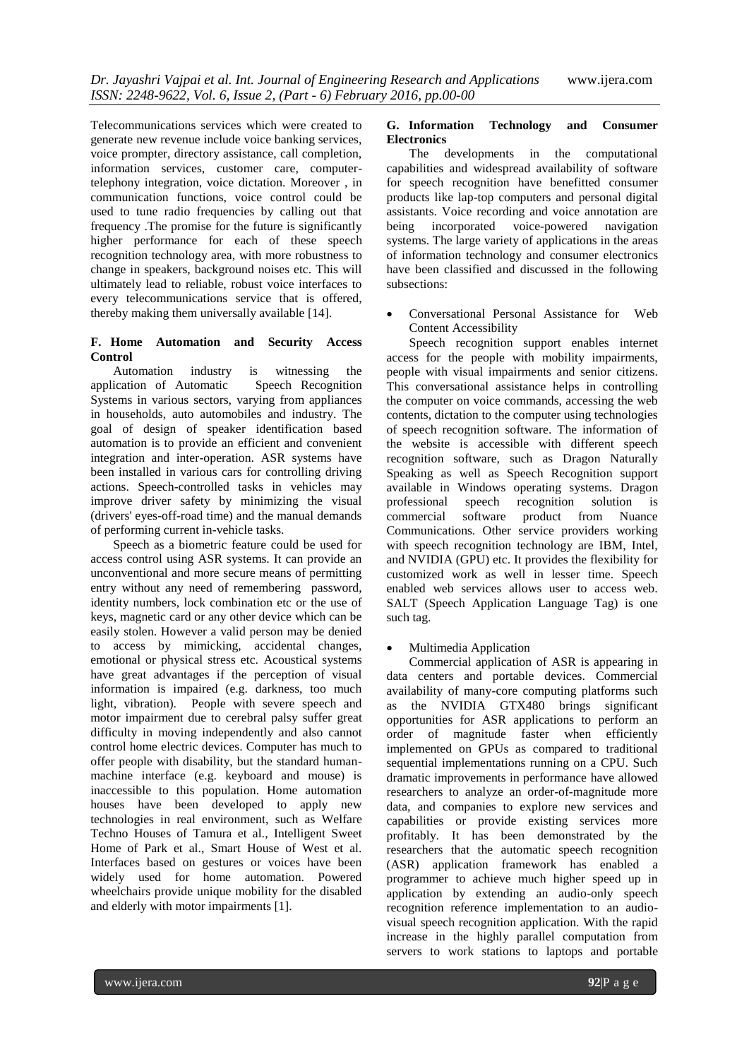Telecommunications services which were created to generate new revenue include voice banking services, voice prompter, directory assistance, call completion, information services, customer care, computer-telephony integration, voice dictation. Moreover , in communication functions, voice control could be used to tune radio frequencies by calling out that frequency .The promise for the future is significantly higher performance for each of these speech recognition technology area, with more robustness to change in speakers, background noises etc. This will ultimately lead to reliable, robust voice interfaces to every telecommunications service that is offered, thereby making them universally available [14].

### F. Home Automation and Security Access Control

Automation industry is witnessing the application of Automatic Speech Recognition Systems in various sectors, varying from appliances in households, auto automobiles and industry. The goal of design of speaker identification based automation is to provide an efficient and convenient integration and inter-operation. ASR systems have been installed in various cars for controlling driving actions. Speech-controlled tasks in vehicles may improve driver safety by minimizing the visual (drivers' eyes-off-road time) and the manual demands of performing current in-vehicle tasks.

Speech as a biometric feature could be used for access control using ASR systems. It can provide an unconventional and more secure means of permitting entry without any need of remembering password, identity numbers, lock combination etc or the use of keys, magnetic card or any other device which can be easily stolen. However a valid person may be denied to access by mimicking, accidental changes, emotional or physical stress etc. Acoustical systems have great advantages if the perception of visual information is impaired (e.g. darkness, too much light, vibration). People with severe speech and motor impairment due to cerebral palsy suffer great difficulty in moving independently and also cannot control home electric devices. Computer has much to offer people with disability, but the standard human-machine interface (e.g. keyboard and mouse) is inaccessible to this population. Home automation houses have been developed to apply new technologies in real environment, such as Welfare Techno Houses of Tamura et al., Intelligent Sweet Home of Park et al., Smart House of West et al. Interfaces based on gestures or voices have been widely used for home automation. Powered wheelchairs provide unique mobility for the disabled and elderly with motor impairments [1].

### G. Information Technology and Consumer Electronics

The developments in the computational capabilities and widespread availability of software for speech recognition have benefitted consumer products like lap-top computers and personal digital assistants. Voice recording and voice annotation are being incorporated voice-powered navigation systems. The large variety of applications in the areas of information technology and consumer electronics have been classified and discussed in the following subsections:

- Conversational Personal Assistance for Web Content Accessibility

Speech recognition support enables internet access for the people with mobility impairments, people with visual impairments and senior citizens. This conversational assistance helps in controlling the computer on voice commands, accessing the web contents, dictation to the computer using technologies of speech recognition software. The information of the website is accessible with different speech recognition software, such as Dragon Naturally Speaking as well as Speech Recognition support available in Windows operating systems. Dragon professional speech recognition solution is commercial software product from Nuance Communications. Other service providers working with speech recognition technology are IBM, Intel, and NVIDIA (GPU) etc. It provides the flexibility for customized work as well in lesser time. Speech enabled web services allows user to access web. SALT (Speech Application Language Tag) is one such tag.

- Multimedia Application

Commercial application of ASR is appearing in data centers and portable devices. Commercial availability of many-core computing platforms such as the NVIDIA GTX480 brings significant opportunities for ASR applications to perform an order of magnitude faster when efficiently implemented on GPUs as compared to traditional sequential implementations running on a CPU. Such dramatic improvements in performance have allowed researchers to analyze an order-of-magnitude more data, and companies to explore new services and capabilities or provide existing services more profitably. It has been demonstrated by the researchers that the automatic speech recognition (ASR) application framework has enabled a programmer to achieve much higher speed up in application by extending an audio-only speech recognition reference implementation to an audio-visual speech recognition application. With the rapid increase in the highly parallel computation from servers to work stations to laptops and portable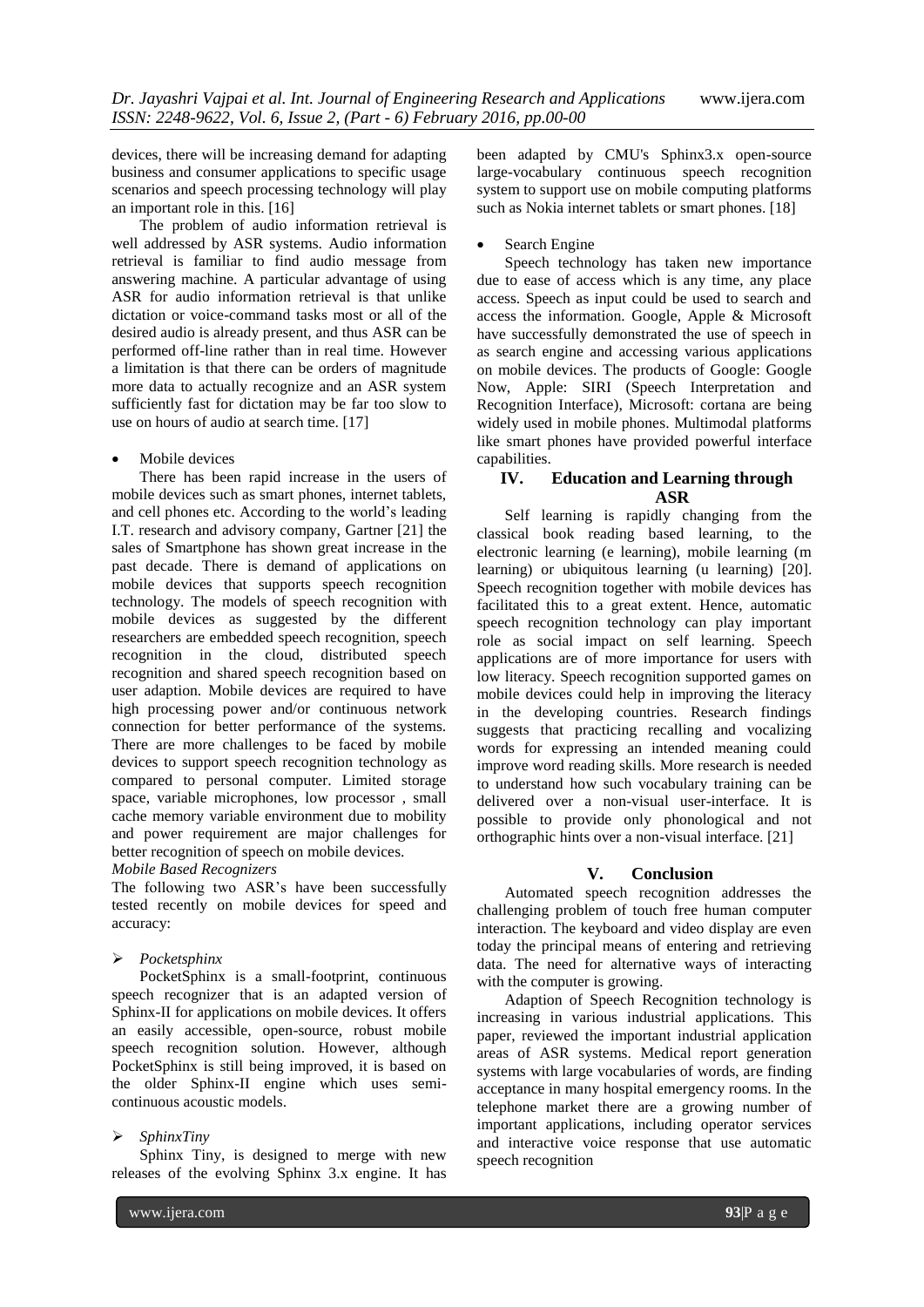devices, there will be increasing demand for adapting business and consumer applications to specific usage scenarios and speech processing technology will play an important role in this. [16]

The problem of audio information retrieval is well addressed by ASR systems. Audio information retrieval is familiar to find audio message from answering machine. A particular advantage of using ASR for audio information retrieval is that unlike dictation or voice-command tasks most or all of the desired audio is already present, and thus ASR can be performed off-line rather than in real time. However a limitation is that there can be orders of magnitude more data to actually recognize and an ASR system sufficiently fast for dictation may be far too slow to use on hours of audio at search time. [17]

- Mobile devices

There has been rapid increase in the users of mobile devices such as smart phones, internet tablets, and cell phones etc. According to the world's leading I.T. research and advisory company, Gartner [21] the sales of Smartphone has shown great increase in the past decade. There is demand of applications on mobile devices that supports speech recognition technology. The models of speech recognition with mobile devices as suggested by the different researchers are embedded speech recognition, speech recognition in the cloud, distributed speech recognition and shared speech recognition based on user adaption. Mobile devices are required to have high processing power and/or continuous network connection for better performance of the systems. There are more challenges to be faced by mobile devices to support speech recognition technology as compared to personal computer. Limited storage space, variable microphones, low processor , small cache memory variable environment due to mobility and power requirement are major challenges for better recognition of speech on mobile devices.

*Mobile Based Recognizers*

The following two ASR's have been successfully tested recently on mobile devices for speed and accuracy:

- *Pocketsphinx*

PocketSphinx is a small-footprint, continuous speech recognizer that is an adapted version of Sphinx-II for applications on mobile devices. It offers an easily accessible, open-source, robust mobile speech recognition solution. However, although PocketSphinx is still being improved, it is based on the older Sphinx-II engine which uses semi-continuous acoustic models.

- *SphinxTiny*

Sphinx Tiny, is designed to merge with new releases of the evolving Sphinx 3.x engine. It has been adapted by CMU's Sphinx3.x open-source large-vocabulary continuous speech recognition system to support use on mobile computing platforms such as Nokia internet tablets or smart phones. [18]

- Search Engine

Speech technology has taken new importance due to ease of access which is any time, any place access. Speech as input could be used to search and access the information. Google, Apple & Microsoft have successfully demonstrated the use of speech in as search engine and accessing various applications on mobile devices. The products of Google: Google Now, Apple: SIRI (Speech Interpretation and Recognition Interface), Microsoft: cortana are being widely used in mobile phones. Multimodal platforms like smart phones have provided powerful interface capabilities.

## IV. Education and Learning through ASR

Self learning is rapidly changing from the classical book reading based learning, to the electronic learning (e learning), mobile learning (m learning) or ubiquitous learning (u learning) [20]. Speech recognition together with mobile devices has facilitated this to a great extent. Hence, automatic speech recognition technology can play important role as social impact on self learning. Speech applications are of more importance for users with low literacy. Speech recognition supported games on mobile devices could help in improving the literacy in the developing countries. Research findings suggests that practicing recalling and vocalizing words for expressing an intended meaning could improve word reading skills. More research is needed to understand how such vocabulary training can be delivered over a non-visual user-interface. It is possible to provide only phonological and not orthographic hints over a non-visual interface. [21]

## V. Conclusion

Automated speech recognition addresses the challenging problem of touch free human computer interaction. The keyboard and video display are even today the principal means of entering and retrieving data. The need for alternative ways of interacting with the computer is growing.

Adaption of Speech Recognition technology is increasing in various industrial applications. This paper, reviewed the important industrial application areas of ASR systems. Medical report generation systems with large vocabularies of words, are finding acceptance in many hospital emergency rooms. In the telephone market there are a growing number of important applications, including operator services and interactive voice response that use automatic speech recognition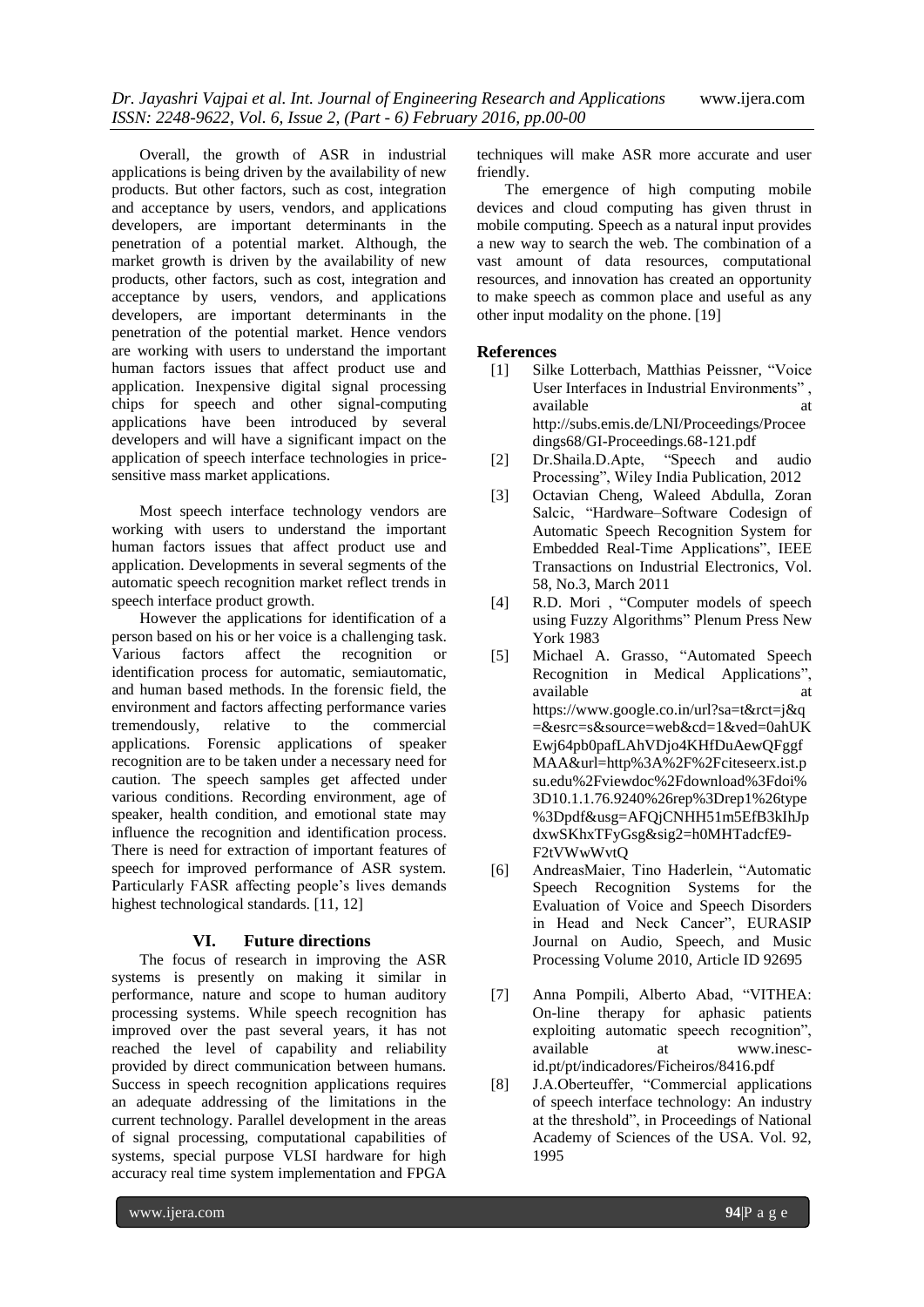Overall, the growth of ASR in industrial applications is being driven by the availability of new products. But other factors, such as cost, integration and acceptance by users, vendors, and applications developers, are important determinants in the penetration of a potential market. Although, the market growth is driven by the availability of new products, other factors, such as cost, integration and acceptance by users, vendors, and applications developers, are important determinants in the penetration of the potential market. Hence vendors are working with users to understand the important human factors issues that affect product use and application. Inexpensive digital signal processing chips for speech and other signal-computing applications have been introduced by several developers and will have a significant impact on the application of speech interface technologies in price-sensitive mass market applications.

Most speech interface technology vendors are working with users to understand the important human factors issues that affect product use and application. Developments in several segments of the automatic speech recognition market reflect trends in speech interface product growth.

However the applications for identification of a person based on his or her voice is a challenging task. Various factors affect the recognition or identification process for automatic, semiautomatic, and human based methods. In the forensic field, the environment and factors affecting performance varies tremendously, relative to the commercial applications. Forensic applications of speaker recognition are to be taken under a necessary need for caution. The speech samples get affected under various conditions. Recording environment, age of speaker, health condition, and emotional state may influence the recognition and identification process. There is need for extraction of important features of speech for improved performance of ASR system. Particularly FASR affecting people's lives demands highest technological standards. [11, 12]

## VI. Future directions

The focus of research in improving the ASR systems is presently on making it similar in performance, nature and scope to human auditory processing systems. While speech recognition has improved over the past several years, it has not reached the level of capability and reliability provided by direct communication between humans. Success in speech recognition applications requires an adequate addressing of the limitations in the current technology. Parallel development in the areas of signal processing, computational capabilities of systems, special purpose VLSI hardware for high accuracy real time system implementation and FPGA techniques will make ASR more accurate and user friendly.

The emergence of high computing mobile devices and cloud computing has given thrust in mobile computing. Speech as a natural input provides a new way to search the web. The combination of a vast amount of data resources, computational resources, and innovation has created an opportunity to make speech as common place and useful as any other input modality on the phone. [19]

## References

[1] Silke Lotterbach, Matthias Peissner, "Voice User Interfaces in Industrial Environments" , available at http://subs.emis.de/LNI/Proceedings/Proceedings68/GI-Proceedings.68-121.pdf

[2] Dr.Shaila.D.Apte, "Speech and audio Processing", Wiley India Publication, 2012

[3] Octavian Cheng, Waleed Abdulla, Zoran Salcic, "Hardware–Software Codesign of Automatic Speech Recognition System for Embedded Real-Time Applications", IEEE Transactions on Industrial Electronics, Vol. 58, No.3, March 2011

[4] R.D. Mori , "Computer models of speech using Fuzzy Algorithms" Plenum Press New York 1983

[5] Michael A. Grasso, "Automated Speech Recognition in Medical Applications", available at https://www.google.co.in/url?sa=t&rct=j&q=&esrc=s&source=web&cd=1&ved=0ahUKEwj64pb0pafLAhVDjo4KHfDuAewQFggfMAA&url=http%3A%2F%2Fciteseerx.ist.psu.edu%2Fviewdoc%2Fdownload%3Fdoi%3D10.1.1.76.9240%26rep%3Drep1%26type%3Dpdf&usg=AFQjCNHH51m5EfB3kIhJpdxwSKhxTFyGsg&sig2=h0MHTadcfE9-F2tVWwWvtQ

[6] AndreasMaier, Tino Haderlein, "Automatic Speech Recognition Systems for the Evaluation of Voice and Speech Disorders in Head and Neck Cancer", EURASIP Journal on Audio, Speech, and Music Processing Volume 2010, Article ID 92695

[7] Anna Pompili, Alberto Abad, "VITHEA: On-line therapy for aphasic patients exploiting automatic speech recognition", available at www.inesc-id.pt/pt/indicadores/Ficheiros/8416.pdf

[8] J.A.Oberteuffer, "Commercial applications of speech interface technology: An industry at the threshold", in Proceedings of National Academy of Sciences of the USA. Vol. 92, 1995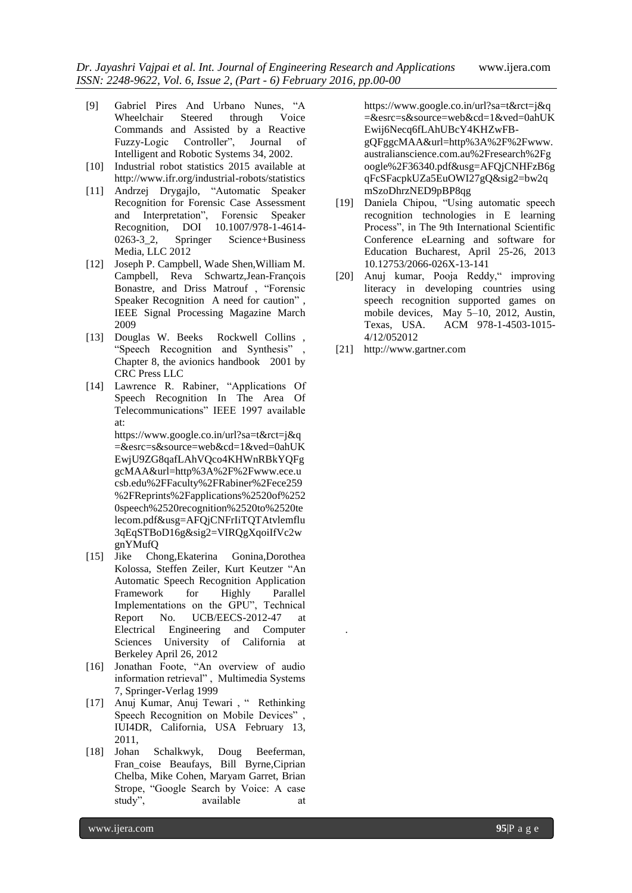[9] Gabriel Pires And Urbano Nunes, "A Wheelchair Steered through Voice Commands and Assisted by a Reactive Fuzzy-Logic Controller", Journal of Intelligent and Robotic Systems 34, 2002.

[10] Industrial robot statistics 2015 available at http://www.ifr.org/industrial-robots/statistics

[11] Andrzej Drygajlo, "Automatic Speaker Recognition for Forensic Case Assessment and Interpretation", Forensic Speaker Recognition, DOI 10.1007/978-1-4614-0263-3_2, Springer Science+Business Media, LLC 2012

[12] Joseph P. Campbell, Wade Shen,William M. Campbell, Reva Schwartz,Jean-François Bonastre, and Driss Matrouf , "Forensic Speaker Recognition A need for caution" , IEEE Signal Processing Magazine March 2009

[13] Douglas W. Beeks Rockwell Collins , "Speech Recognition and Synthesis" , Chapter 8, the avionics handbook 2001 by CRC Press LLC

[14] Lawrence R. Rabiner, "Applications Of Speech Recognition In The Area Of Telecommunications" IEEE 1997 available at: https://www.google.co.in/url?sa=t&rct=j&q=&esrc=s&source=web&cd=1&ved=0ahUKEwjU9ZG8qafLAhVQco4KHWnRBkYQFggcMAA&url=http%3A%2F%2Fwww.ece.ucsb.edu%2FFaculty%2FRabiner%2Fece259%2FReprints%2Fapplications%2520of%2520speech%2520recognition%2520to%2520telecom.pdf&usg=AFQjCNFrIiTQTAtvlemflu3qEqSTBoD16g&sig2=VIRQgXqoiIfVc2wgnYMufQ

[15] Jike Chong,Ekaterina Gonina,Dorothea Kolossa, Steffen Zeiler, Kurt Keutzer "An Automatic Speech Recognition Application Framework for Highly Parallel Implementations on the GPU", Technical Report No. UCB/EECS-2012-47 at Electrical Engineering and Computer Sciences University of California at Berkeley April 26, 2012

[16] Jonathan Foote, "An overview of audio information retrieval" , Multimedia Systems 7, Springer-Verlag 1999

[17] Anuj Kumar, Anuj Tewari , " Rethinking Speech Recognition on Mobile Devices" , IUI4DR, California, USA February 13, 2011,

[18] Johan Schalkwyk, Doug Beeferman, Fran_coise Beaufays, Bill Byrne,Ciprian Chelba, Mike Cohen, Maryam Garret, Brian Strope, "Google Search by Voice: A case study", available at https://www.google.co.in/url?sa=t&rct=j&q=&esrc=s&source=web&cd=1&ved=0ahUKEwij6Necq6fLAhUBcY4KHZwFB-gQFggcMAA&url=http%3A%2F%2Fwww.australianscience.com.au%2Fresearch%2Fgoogle%2F36340.pdf&usg=AFQjCNHFzB6gqFcSFacpkUZa5EuOWI27gQ&sig2=bw2qmSzoDhrzNED9pBP8qg

[19] Daniela Chipou, "Using automatic speech recognition technologies in E learning Process", in The 9th International Scientific Conference eLearning and software for Education Bucharest, April 25-26, 2013 10.12753/2066-026X-13-141

[20] Anuj kumar, Pooja Reddy," improving literacy in developing countries using speech recognition supported games on mobile devices, May 5–10, 2012, Austin, Texas, USA. ACM 978-1-4503-1015-4/12/052012

[21] http://www.gartner.com